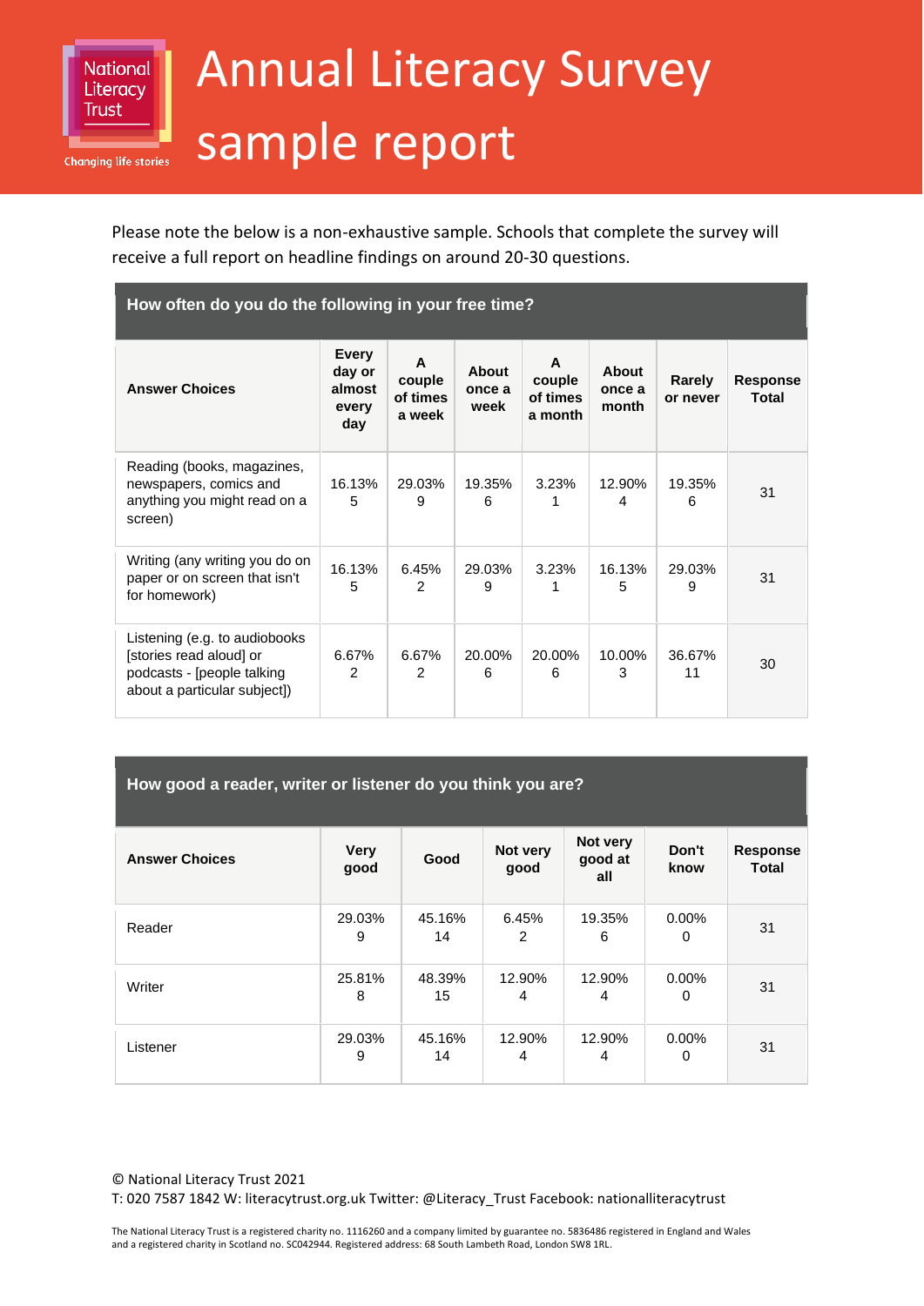National Literacy Trust

Changing life stories

# Annual Literacy Survey sample report

Please note the below is a non-exhaustive sample. Schools that complete the survey will receive a full report on headline findings on around 20-30 questions.

| How often do you do the following in your free time? | | | | | | | |
|---|---|---|---|---|---|---|---|
| **Answer Choices** | **Every day or almost every day** | **A couple of times a week** | **About once a week** | **A couple of times a month** | **About once a month** | **Rarely or never** | **Response Total** |
| Reading (books, magazines, newspapers, comics and anything you might read on a screen) | 16.13% 5 | 29.03% 9 | 19.35% 6 | 3.23% 1 | 12.90% 4 | 19.35% 6 | 31 |
| Writing (any writing you do on paper or on screen that isn't for homework) | 16.13% 5 | 6.45% 2 | 29.03% 9 | 3.23% 1 | 16.13% 5 | 29.03% 9 | 31 |
| Listening (e.g. to audiobooks [stories read aloud] or podcasts - [people talking about a particular subject]) | 6.67% 2 | 6.67% 2 | 20.00% 6 | 20.00% 6 | 10.00% 3 | 36.67% 11 | 30 |

| How good a reader, writer or listener do you think you are? | | | | | | |
|---|---|---|---|---|---|---|
| **Answer Choices** | **Very good** | **Good** | **Not very good** | **Not very good at all** | **Don't know** | **Response Total** |
| Reader | 29.03% 9 | 45.16% 14 | 6.45% 2 | 19.35% 6 | 0.00% 0 | 31 |
| Writer | 25.81% 8 | 48.39% 15 | 12.90% 4 | 12.90% 4 | 0.00% 0 | 31 |
| Listener | 29.03% 9 | 45.16% 14 | 12.90% 4 | 12.90% 4 | 0.00% 0 | 31 |

© National Literacy Trust 2021
T: 020 7587 1842 W: literacytrust.org.uk Twitter: @Literacy_Trust Facebook: nationalliteracytrust

The National Literacy Trust is a registered charity no. 1116260 and a company limited by guarantee no. 5836486 registered in England and Wales and a registered charity in Scotland no. SC042944. Registered address: 68 South Lambeth Road, London SW8 1RL.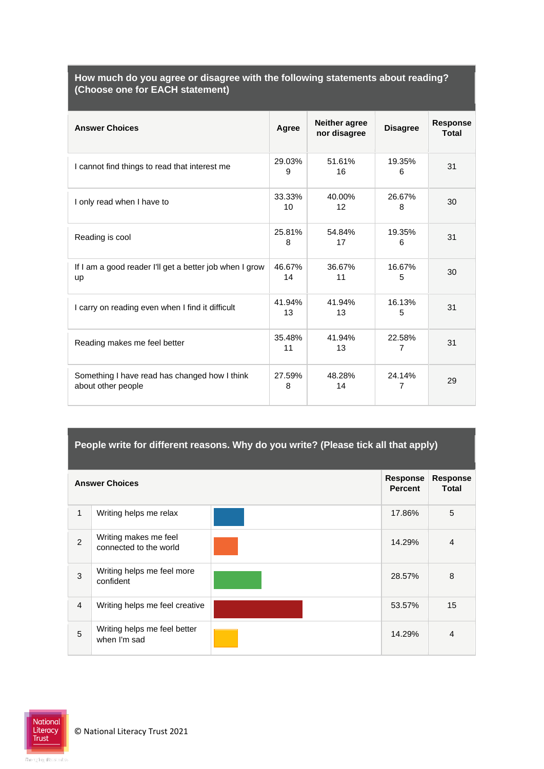**How much do you agree or disagree with the following statements about reading? (Choose one for EACH statement)**

| Answer Choices | Agree | Neither agree nor disagree | Disagree | Response Total |
|---|---|---|---|---|
| I cannot find things to read that interest me | 29.03% 9 | 51.61% 16 | 19.35% 6 | 31 |
| I only read when I have to | 33.33% 10 | 40.00% 12 | 26.67% 8 | 30 |
| Reading is cool | 25.81% 8 | 54.84% 17 | 19.35% 6 | 31 |
| If I am a good reader I'll get a better job when I grow up | 46.67% 14 | 36.67% 11 | 16.67% 5 | 30 |
| I carry on reading even when I find it difficult | 41.94% 13 | 41.94% 13 | 16.13% 5 | 31 |
| Reading makes me feel better | 35.48% 11 | 41.94% 13 | 22.58% 7 | 31 |
| Something I have read has changed how I think about other people | 27.59% 8 | 48.28% 14 | 24.14% 7 | 29 |

**People write for different reasons. Why do you write? (Please tick all that apply)**

| | Answer Choices | Response Percent | Response Total |
|---|---|---|---|
| 1 | Writing helps me relax | 17.86% | 5 |
| 2 | Writing makes me feel connected to the world | 14.29% | 4 |
| 3 | Writing helps me feel more confident | 28.57% | 8 |
| 4 | Writing helps me feel creative | 53.57% | 15 |
| 5 | Writing helps me feel better when I'm sad | 14.29% | 4 |

© National Literacy Trust 2021